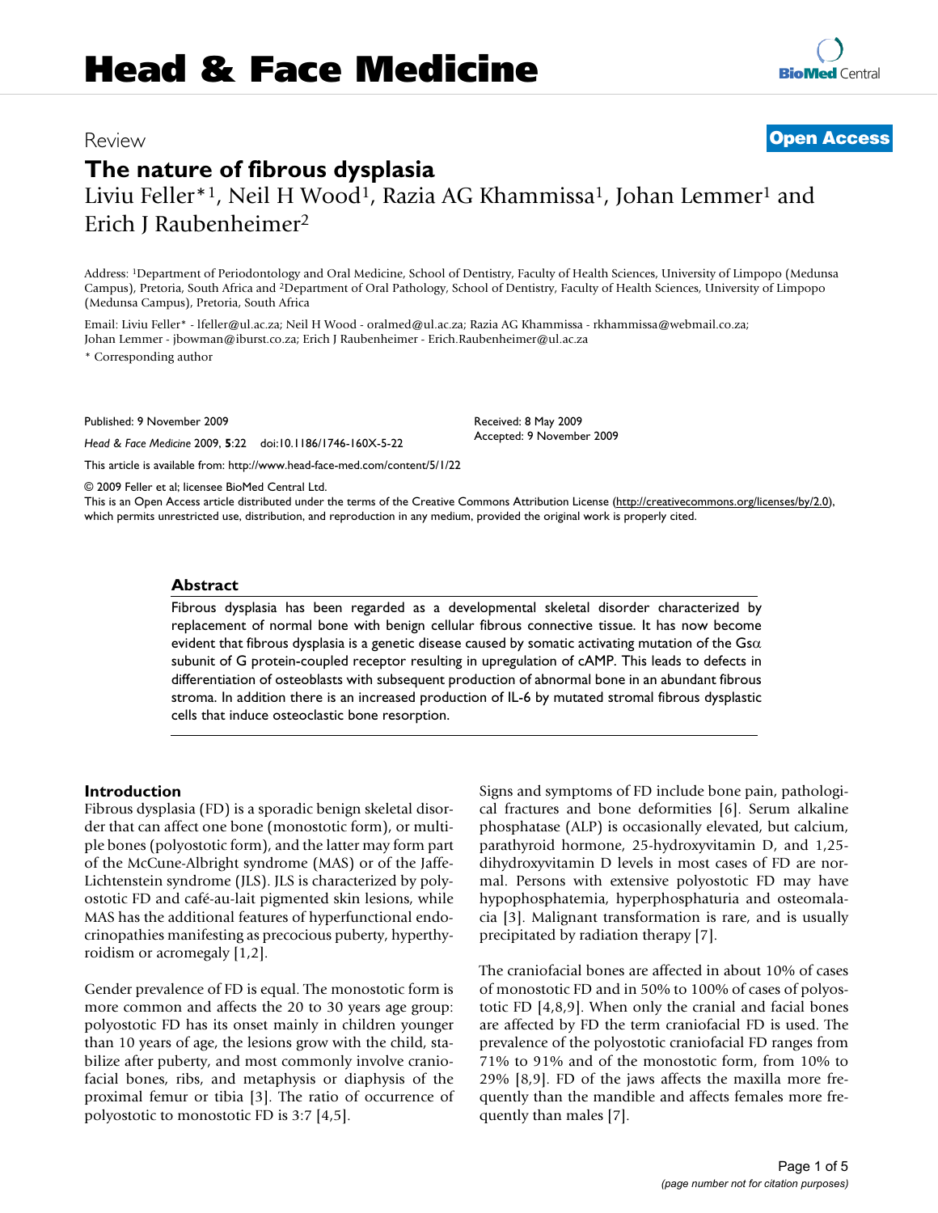# Head & Face Medicine

Review

**Open Access**

# The nature of fibrous dysplasia

Liviu Feller*[1], Neil H Wood[1], Razia AG Khammissa[1], Johan Lemmer[1] and Erich J Raubenheimer[2]

Address: [1]Department of Periodontology and Oral Medicine, School of Dentistry, Faculty of Health Sciences, University of Limpopo (Medunsa Campus), Pretoria, South Africa and [2]Department of Oral Pathology, School of Dentistry, Faculty of Health Sciences, University of Limpopo (Medunsa Campus), Pretoria, South Africa

Email: Liviu Feller* - lfeller@ul.ac.za; Neil H Wood - oralmed@ul.ac.za; Razia AG Khammissa - rkhammissa@webmail.co.za; Johan Lemmer - jbowman@iburst.co.za; Erich J Raubenheimer - Erich.Raubenheimer@ul.ac.za

* Corresponding author

Published: 9 November 2009

*Head & Face Medicine* 2009, **5**:22 doi:10.1186/1746-160X-5-22

Received: 8 May 2009
Accepted: 9 November 2009

This article is available from: http://www.head-face-med.com/content/5/1/22

© 2009 Feller et al; licensee BioMed Central Ltd.
This is an Open Access article distributed under the terms of the Creative Commons Attribution License (http://creativecommons.org/licenses/by/2.0), which permits unrestricted use, distribution, and reproduction in any medium, provided the original work is properly cited.

## Abstract

Fibrous dysplasia has been regarded as a developmental skeletal disorder characterized by replacement of normal bone with benign cellular fibrous connective tissue. It has now become evident that fibrous dysplasia is a genetic disease caused by somatic activating mutation of the Gs$\alpha$ subunit of G protein-coupled receptor resulting in upregulation of cAMP. This leads to defects in differentiation of osteoblasts with subsequent production of abnormal bone in an abundant fibrous stroma. In addition there is an increased production of IL-6 by mutated stromal fibrous dysplastic cells that induce osteoclastic bone resorption.

## Introduction

Fibrous dysplasia (FD) is a sporadic benign skeletal disorder that can affect one bone (monostotic form), or multiple bones (polyostotic form), and the latter may form part of the McCune-Albright syndrome (MAS) or of the Jaffe-Lichtenstein syndrome (JLS). JLS is characterized by polyostotic FD and café-au-lait pigmented skin lesions, while MAS has the additional features of hyperfunctional endocrinopathies manifesting as precocious puberty, hyperthyroidism or acromegaly [1,2].

Gender prevalence of FD is equal. The monostotic form is more common and affects the 20 to 30 years age group: polyostotic FD has its onset mainly in children younger than 10 years of age, the lesions grow with the child, stabilize after puberty, and most commonly involve craniofacial bones, ribs, and metaphysis or diaphysis of the proximal femur or tibia [3]. The ratio of occurrence of polyostotic to monostotic FD is 3:7 [4,5].

Signs and symptoms of FD include bone pain, pathological fractures and bone deformities [6]. Serum alkaline phosphatase (ALP) is occasionally elevated, but calcium, parathyroid hormone, 25-hydroxyvitamin D, and 1,25-dihydroxyvitamin D levels in most cases of FD are normal. Persons with extensive polyostotic FD may have hypophosphatemia, hyperphosphaturia and osteomalacia [3]. Malignant transformation is rare, and is usually precipitated by radiation therapy [7].

The craniofacial bones are affected in about 10% of cases of monostotic FD and in 50% to 100% of cases of polyostotic FD [4,8,9]. When only the cranial and facial bones are affected by FD the term craniofacial FD is used. The prevalence of the polyostotic craniofacial FD ranges from 71% to 91% and of the monostotic form, from 10% to 29% [8,9]. FD of the jaws affects the maxilla more frequently than the mandible and affects females more frequently than males [7].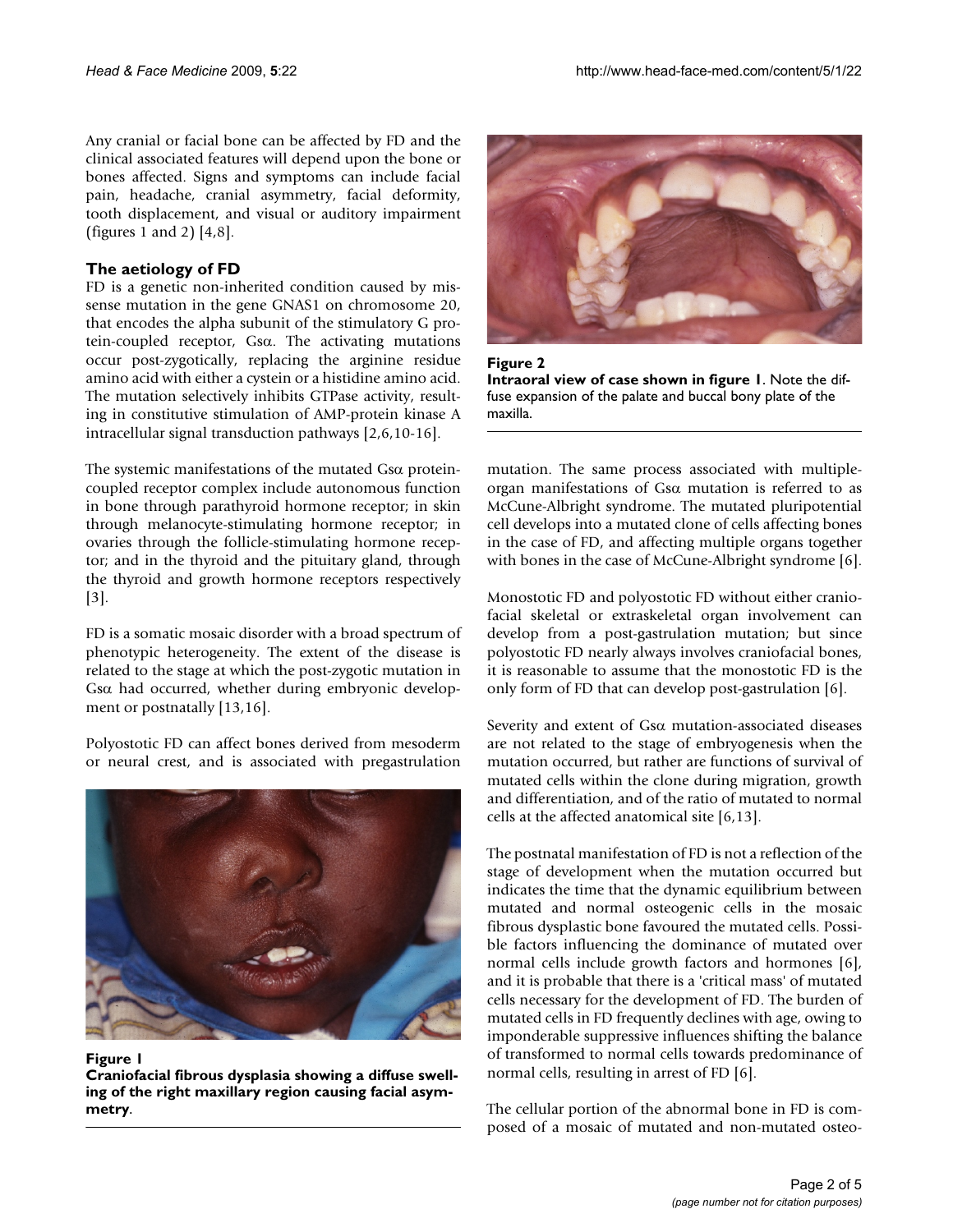Any cranial or facial bone can be affected by FD and the clinical associated features will depend upon the bone or bones affected. Signs and symptoms can include facial pain, headache, cranial asymmetry, facial deformity, tooth displacement, and visual or auditory impairment (figures 1 and 2) [4,8].

## The aetiology of FD

FD is a genetic non-inherited condition caused by missense mutation in the gene GNAS1 on chromosome 20, that encodes the alpha subunit of the stimulatory G protein-coupled receptor, Gsα. The activating mutations occur post-zygotically, replacing the arginine residue amino acid with either a cystein or a histidine amino acid. The mutation selectively inhibits GTPase activity, resulting in constitutive stimulation of AMP-protein kinase A intracellular signal transduction pathways [2,6,10-16].

The systemic manifestations of the mutated Gsα protein-coupled receptor complex include autonomous function in bone through parathyroid hormone receptor; in skin through melanocyte-stimulating hormone receptor; in ovaries through the follicle-stimulating hormone receptor; and in the thyroid and the pituitary gland, through the thyroid and growth hormone receptors respectively [3].

FD is a somatic mosaic disorder with a broad spectrum of phenotypic heterogeneity. The extent of the disease is related to the stage at which the post-zygotic mutation in Gsα had occurred, whether during embryonic development or postnatally [13,16].

Polyostotic FD can affect bones derived from mesoderm or neural crest, and is associated with pregastrulation mutation. The same process associated with multiple-organ manifestations of Gsα mutation is referred to as McCune-Albright syndrome. The mutated pluripotential cell develops into a mutated clone of cells affecting bones in the case of FD, and affecting multiple organs together with bones in the case of McCune-Albright syndrome [6].

**Figure 1**
**Craniofacial fibrous dysplasia showing a diffuse swelling of the right maxillary region causing facial asymmetry.**

**Figure 2**
**Intraoral view of case shown in figure 1.** Note the diffuse expansion of the palate and buccal bony plate of the maxilla.

Monostotic FD and polyostotic FD without either craniofacial skeletal or extraskeletal organ involvement can develop from a post-gastrulation mutation; but since polyostotic FD nearly always involves craniofacial bones, it is reasonable to assume that the monostotic FD is the only form of FD that can develop post-gastrulation [6].

Severity and extent of Gsα mutation-associated diseases are not related to the stage of embryogenesis when the mutation occurred, but rather are functions of survival of mutated cells within the clone during migration, growth and differentiation, and of the ratio of mutated to normal cells at the affected anatomical site [6,13].

The postnatal manifestation of FD is not a reflection of the stage of development when the mutation occurred but indicates the time that the dynamic equilibrium between mutated and normal osteogenic cells in the mosaic fibrous dysplastic bone favoured the mutated cells. Possible factors influencing the dominance of mutated over normal cells include growth factors and hormones [6], and it is probable that there is a 'critical mass' of mutated cells necessary for the development of FD. The burden of mutated cells in FD frequently declines with age, owing to imponderable suppressive influences shifting the balance of transformed to normal cells towards predominance of normal cells, resulting in arrest of FD [6].

The cellular portion of the abnormal bone in FD is composed of a mosaic of mutated and non-mutated osteo-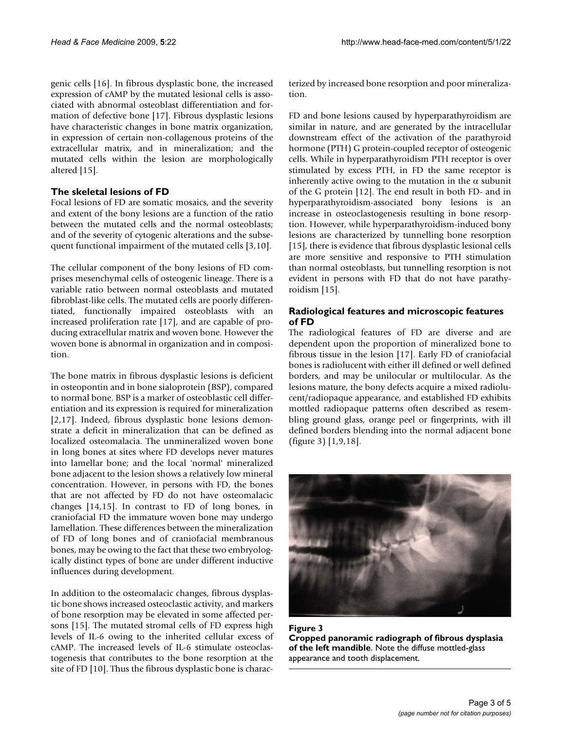genic cells [16]. In fibrous dysplastic bone, the increased expression of cAMP by the mutated lesional cells is associated with abnormal osteoblast differentiation and formation of defective bone [17]. Fibrous dysplastic lesions have characteristic changes in bone matrix organization, in expression of certain non-collagenous proteins of the extracellular matrix, and in mineralization; and the mutated cells within the lesion are morphologically altered [15].

## The skeletal lesions of FD

Focal lesions of FD are somatic mosaics, and the severity and extent of the bony lesions are a function of the ratio between the mutated cells and the normal osteoblasts; and of the severity of cytogenic alterations and the subsequent functional impairment of the mutated cells [3,10].

The cellular component of the bony lesions of FD comprises mesenchymal cells of osteogenic lineage. There is a variable ratio between normal osteoblasts and mutated fibroblast-like cells. The mutated cells are poorly differentiated, functionally impaired osteoblasts with an increased proliferation rate [17], and are capable of producing extracellular matrix and woven bone. However the woven bone is abnormal in organization and in composition.

The bone matrix in fibrous dysplastic lesions is deficient in osteopontin and in bone sialoprotein (BSP), compared to normal bone. BSP is a marker of osteoblastic cell differentiation and its expression is required for mineralization [2,17]. Indeed, fibrous dysplastic bone lesions demonstrate a deficit in mineralization that can be defined as localized osteomalacia. The unmineralized woven bone in long bones at sites where FD develops never matures into lamellar bone; and the local 'normal' mineralized bone adjacent to the lesion shows a relatively low mineral concentration. However, in persons with FD, the bones that are not affected by FD do not have osteomalacic changes [14,15]. In contrast to FD of long bones, in craniofacial FD the immature woven bone may undergo lamellation. These differences between the mineralization of FD of long bones and of craniofacial membranous bones, may be owing to the fact that these two embryologically distinct types of bone are under different inductive influences during development.

In addition to the osteomalacic changes, fibrous dysplastic bone shows increased osteoclastic activity, and markers of bone resorption may be elevated in some affected persons [15]. The mutated stromal cells of FD express high levels of IL-6 owing to the inherited cellular excess of cAMP. The increased levels of IL-6 stimulate osteoclastogenesis that contributes to the bone resorption at the site of FD [10]. Thus the fibrous dysplastic bone is characterized by increased bone resorption and poor mineralization.

FD and bone lesions caused by hyperparathyroidism are similar in nature, and are generated by the intracellular downstream effect of the activation of the parathyroid hormone (PTH) G protein-coupled receptor of osteogenic cells. While in hyperparathyroidism PTH receptor is over stimulated by excess PTH, in FD the same receptor is inherently active owing to the mutation in the $\alpha$ subunit of the G protein [12]. The end result in both FD- and in hyperparathyroidism-associated bony lesions is an increase in osteoclastogenesis resulting in bone resorption. However, while hyperparathyroidism-induced bony lesions are characterized by tunnelling bone resorption [15], there is evidence that fibrous dysplastic lesional cells are more sensitive and responsive to PTH stimulation than normal osteoblasts, but tunnelling resorption is not evident in persons with FD that do not have parathyroidism [15].

## Radiological features and microscopic features of FD

The radiological features of FD are diverse and are dependent upon the proportion of mineralized bone to fibrous tissue in the lesion [17]. Early FD of craniofacial bones is radiolucent with either ill defined or well defined borders, and may be unilocular or multilocular. As the lesions mature, the bony defects acquire a mixed radiolucent/radiopaque appearance, and established FD exhibits mottled radiopaque patterns often described as resembling ground glass, orange peel or fingerprints, with ill defined borders blending into the normal adjacent bone (figure 3) [1,9,18].

**Figure 3**
**Cropped panoramic radiograph of fibrous dysplasia of the left mandible**. Note the diffuse mottled-glass appearance and tooth displacement.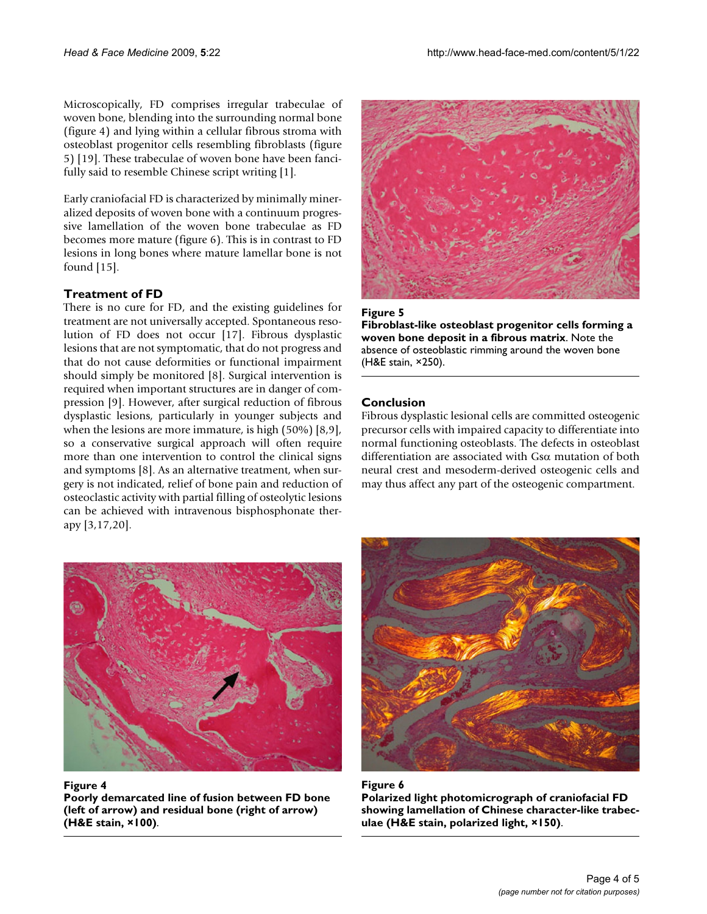Microscopically, FD comprises irregular trabeculae of woven bone, blending into the surrounding normal bone (figure 4) and lying within a cellular fibrous stroma with osteoblast progenitor cells resembling fibroblasts (figure 5) [19]. These trabeculae of woven bone have been fancifully said to resemble Chinese script writing [1].

Early craniofacial FD is characterized by minimally mineralized deposits of woven bone with a continuum progressive lamellation of the woven bone trabeculae as FD becomes more mature (figure 6). This is in contrast to FD lesions in long bones where mature lamellar bone is not found [15].

## Treatment of FD

There is no cure for FD, and the existing guidelines for treatment are not universally accepted. Spontaneous resolution of FD does not occur [17]. Fibrous dysplastic lesions that are not symptomatic, that do not progress and that do not cause deformities or functional impairment should simply be monitored [8]. Surgical intervention is required when important structures are in danger of compression [9]. However, after surgical reduction of fibrous dysplastic lesions, particularly in younger subjects and when the lesions are more immature, is high (50%) [8,9], so a conservative surgical approach will often require more than one intervention to control the clinical signs and symptoms [8]. As an alternative treatment, when surgery is not indicated, relief of bone pain and reduction of osteoclastic activity with partial filling of osteolytic lesions can be achieved with intravenous bisphosphonate therapy [3,17,20].

**Figure 5**
**Fibroblast-like osteoblast progenitor cells forming a woven bone deposit in a fibrous matrix**. Note the absence of osteoblastic rimming around the woven bone (H&E stain, ×250).

## Conclusion

Fibrous dysplastic lesional cells are committed osteogenic precursor cells with impaired capacity to differentiate into normal functioning osteoblasts. The defects in osteoblast differentiation are associated with Gsα mutation of both neural crest and mesoderm-derived osteogenic cells and may thus affect any part of the osteogenic compartment.

**Figure 4**
**Poorly demarcated line of fusion between FD bone (left of arrow) and residual bone (right of arrow) (H&E stain, ×100)**.

**Figure 6**
**Polarized light photomicrograph of craniofacial FD showing lamellation of Chinese character-like trabeculae (H&E stain, polarized light, ×150)**.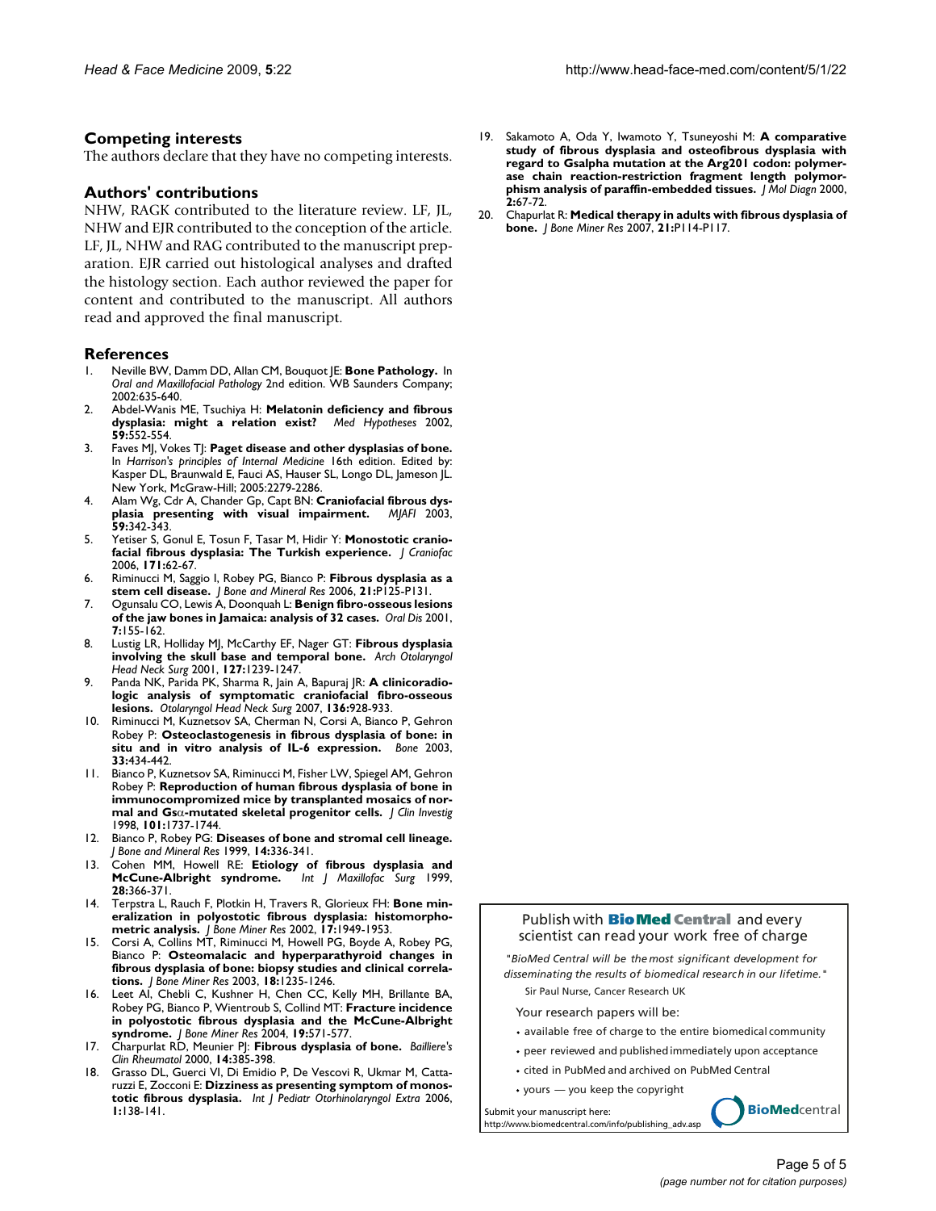## Competing interests

The authors declare that they have no competing interests.

## Authors' contributions

NHW, RAGK contributed to the literature review. LF, JL, NHW and EJR contributed to the conception of the article. LF, JL, NHW and RAG contributed to the manuscript preparation. EJR carried out histological analyses and drafted the histology section. Each author reviewed the paper for content and contributed to the manuscript. All authors read and approved the final manuscript.

## References

1. Neville BW, Damm DD, Allan CM, Bouquot JE: **Bone Pathology.** In *Oral and Maxillofacial Pathology* 2nd edition. WB Saunders Company; 2002:635-640.
2. Abdel-Wanis ME, Tsuchiya H: **Melatonin deficiency and fibrous dysplasia: might a relation exist?** *Med Hypotheses* 2002, **59:**552-554.
3. Faves MJ, Vokes TJ: **Paget disease and other dysplasias of bone.** In *Harrison's principles of Internal Medicine* 16th edition. Edited by: Kasper DL, Braunwald E, Fauci AS, Hauser SL, Longo DL, Jameson JL. New York, McGraw-Hill; 2005:2279-2286.
4. Alam Wg, Cdr A, Chander Gp, Capt BN: **Craniofacial fibrous dysplasia presenting with visual impairment.** *MJAFI* 2003, **59:**342-343.
5. Yetiser S, Gonul E, Tosun F, Tasar M, Hidir Y: **Monostotic craniofacial fibrous dysplasia: The Turkish experience.** *J Craniofac* 2006, **171:**62-67.
6. Riminucci M, Saggio I, Robey PG, Bianco P: **Fibrous dysplasia as a stem cell disease.** *J Bone and Mineral Res* 2006, **21:**P125-P131.
7. Ogunsalu CO, Lewis A, Doonquah L: **Benign fibro-osseous lesions of the jaw bones in Jamaica: analysis of 32 cases.** *Oral Dis* 2001, **7:**155-162.
8. Lustig LR, Holliday MJ, McCarthy EF, Nager GT: **Fibrous dysplasia involving the skull base and temporal bone.** *Arch Otolaryngol Head Neck Surg* 2001, **127:**1239-1247.
9. Panda NK, Parida PK, Sharma R, Jain A, Bapuraj JR: **A clinicoradiologic analysis of symptomatic craniofacial fibro-osseous lesions.** *Otolaryngol Head Neck Surg* 2007, **136:**928-933.
10. Riminucci M, Kuznetsov SA, Cherman N, Corsi A, Bianco P, Gehron Robey P: **Osteoclastogenesis in fibrous dysplasia of bone: in situ and in vitro analysis of IL-6 expression.** *Bone* 2003, **33:**434-442.
11. Bianco P, Kuznetsov SA, Riminucci M, Fisher LW, Spiegel AM, Gehron Robey P: **Reproduction of human fibrous dysplasia of bone in immunocompromized mice by transplanted mosaics of normal and Gs$\alpha$-mutated skeletal progenitor cells.** *J Clin Investig* 1998, **101:**1737-1744.
12. Bianco P, Robey PG: **Diseases of bone and stromal cell lineage.** *J Bone and Mineral Res* 1999, **14:**336-341.
13. Cohen MM, Howell RE: **Etiology of fibrous dysplasia and McCune-Albright syndrome.** *Int J Maxillofac Surg* 1999, **28:**366-371.
14. Terpstra L, Rauch F, Plotkin H, Travers R, Glorieux FH: **Bone mineralization in polyostotic fibrous dysplasia: histomorphometric analysis.** *J Bone Miner Res* 2002, **17:**1949-1953.
15. Corsi A, Collins MT, Riminucci M, Howell PG, Boyde A, Robey PG, Bianco P: **Osteomalacic and hyperparathyroid changes in fibrous dysplasia of bone: biopsy studies and clinical correlations.** *J Bone Miner Res* 2003, **18:**1235-1246.
16. Leet AI, Chebli C, Kushner H, Chen CC, Kelly MH, Brillante BA, Robey PG, Bianco P, Wientroub S, Collind MT: **Fracture incidence in polyostotic fibrous dysplasia and the McCune-Albright syndrome.** *J Bone Miner Res* 2004, **19:**571-577.
17. Charpurlat RD, Meunier PJ: **Fibrous dysplasia of bone.** *Bailliere's Clin Rheumatol* 2000, **14:**385-398.
18. Grasso DL, Guerci VI, Di Emidio P, De Vescovi R, Ukmar M, Cattaruzzi E, Zocconi E: **Dizziness as presenting symptom of monostotic fibrous dysplasia.** *Int J Pediatr Otorhinolaryngol Extra* 2006, **1:**138-141.
19. Sakamoto A, Oda Y, Iwamoto Y, Tsuneyoshi M: **A comparative study of fibrous dysplasia and osteofibrous dysplasia with regard to Gsalpha mutation at the Arg201 codon: polymerase chain reaction-restriction fragment length polymorphism analysis of paraffin-embedded tissues.** *J Mol Diagn* 2000, **2:**67-72.
20. Chapurlat R: **Medical therapy in adults with fibrous dysplasia of bone.** *J Bone Miner Res* 2007, **21:**P114-P117.

Publish with **BioMed Central** and every scientist can read your work free of charge

*"BioMed Central will be the most significant development for disseminating the results of biomedical research in our lifetime."*

Sir Paul Nurse, Cancer Research UK

Your research papers will be:

- available free of charge to the entire biomedical community
- peer reviewed and published immediately upon acceptance
- cited in PubMed and archived on PubMed Central
- yours — you keep the copyright

Submit your manuscript here:
http://www.biomedcentral.com/info/publishing_adv.asp

BioMedcentral